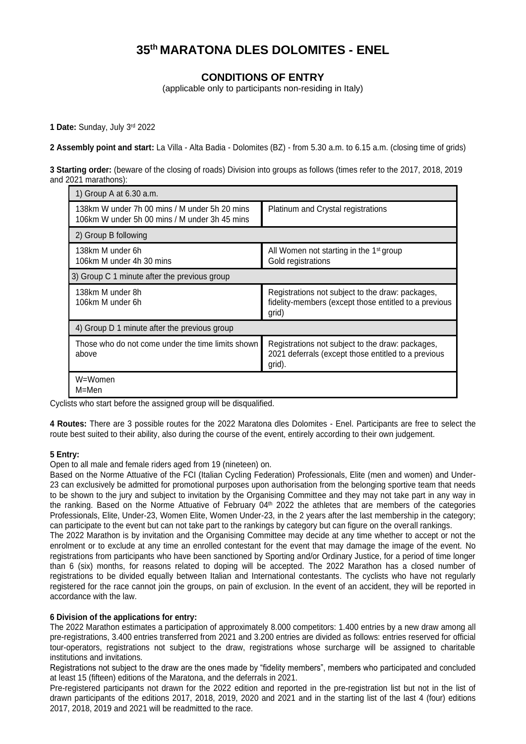# 35th MARATONA DLES DOLOMITES - ENEL

## CONDITIONS OF ENTRY

(applicable only to participants non-residing in Italy)

**1 Date:** Sunday, July 3rd 2022

**2 Assembly point and start:** La Villa - Alta Badia - Dolomites (BZ) - from 5.30 a.m. to 6.15 a.m. (closing time of grids)

**3 Starting order:** (beware of the closing of roads) Division into groups as follows (times refer to the 2017, 2018, 2019 and 2021 marathons):

| 1) Group A at 6.30 a.m. | |
|---|---|
| 138km W under 7h 00 mins / M under 5h 20 mins<br>106km W under 5h 00 mins / M under 3h 45 mins | Platinum and Crystal registrations |
| 2) Group B following | |
| 138km M under 6h<br>106km M under 4h 30 mins | All Women not starting in the 1st group<br>Gold registrations |
| 3) Group C 1 minute after the previous group | |
| 138km M under 8h<br>106km M under 6h | Registrations not subject to the draw: packages, fidelity-members (except those entitled to a previous grid) |
| 4) Group D 1 minute after the previous group | |
| Those who do not come under the time limits shown above | Registrations not subject to the draw: packages, 2021 deferrals (except those entitled to a previous grid). |
| W=Women<br>M=Men | |

Cyclists who start before the assigned group will be disqualified.

**4 Routes:** There are 3 possible routes for the 2022 Maratona dles Dolomites - Enel. Participants are free to select the route best suited to their ability, also during the course of the event, entirely according to their own judgement.

**5 Entry:**

Open to all male and female riders aged from 19 (nineteen) on.

Based on the Norme Attuative of the FCI (Italian Cycling Federation) Professionals, Elite (men and women) and Under-23 can exclusively be admitted for promotional purposes upon authorisation from the belonging sportive team that needs to be shown to the jury and subject to invitation by the Organising Committee and they may not take part in any way in the ranking. Based on the Norme Attuative of February 04th 2022 the athletes that are members of the categories Professionals, Elite, Under-23, Women Elite, Women Under-23, in the 2 years after the last membership in the category; can participate to the event but can not take part to the rankings by category but can figure on the overall rankings.

The 2022 Marathon is by invitation and the Organising Committee may decide at any time whether to accept or not the enrolment or to exclude at any time an enrolled contestant for the event that may damage the image of the event. No registrations from participants who have been sanctioned by Sporting and/or Ordinary Justice, for a period of time longer than 6 (six) months, for reasons related to doping will be accepted. The 2022 Marathon has a closed number of registrations to be divided equally between Italian and International contestants. The cyclists who have not regularly registered for the race cannot join the groups, on pain of exclusion. In the event of an accident, they will be reported in accordance with the law.

**6 Division of the applications for entry:**

The 2022 Marathon estimates a participation of approximately 8.000 competitors: 1.400 entries by a new draw among all pre-registrations, 3.400 entries transferred from 2021 and 3.200 entries are divided as follows: entries reserved for official tour-operators, registrations not subject to the draw, registrations whose surcharge will be assigned to charitable institutions and invitations.

Registrations not subject to the draw are the ones made by "fidelity members", members who participated and concluded at least 15 (fifteen) editions of the Maratona, and the deferrals in 2021.

Pre-registered participants not drawn for the 2022 edition and reported in the pre-registration list but not in the list of drawn participants of the editions 2017, 2018, 2019, 2020 and 2021 and in the starting list of the last 4 (four) editions 2017, 2018, 2019 and 2021 will be readmitted to the race.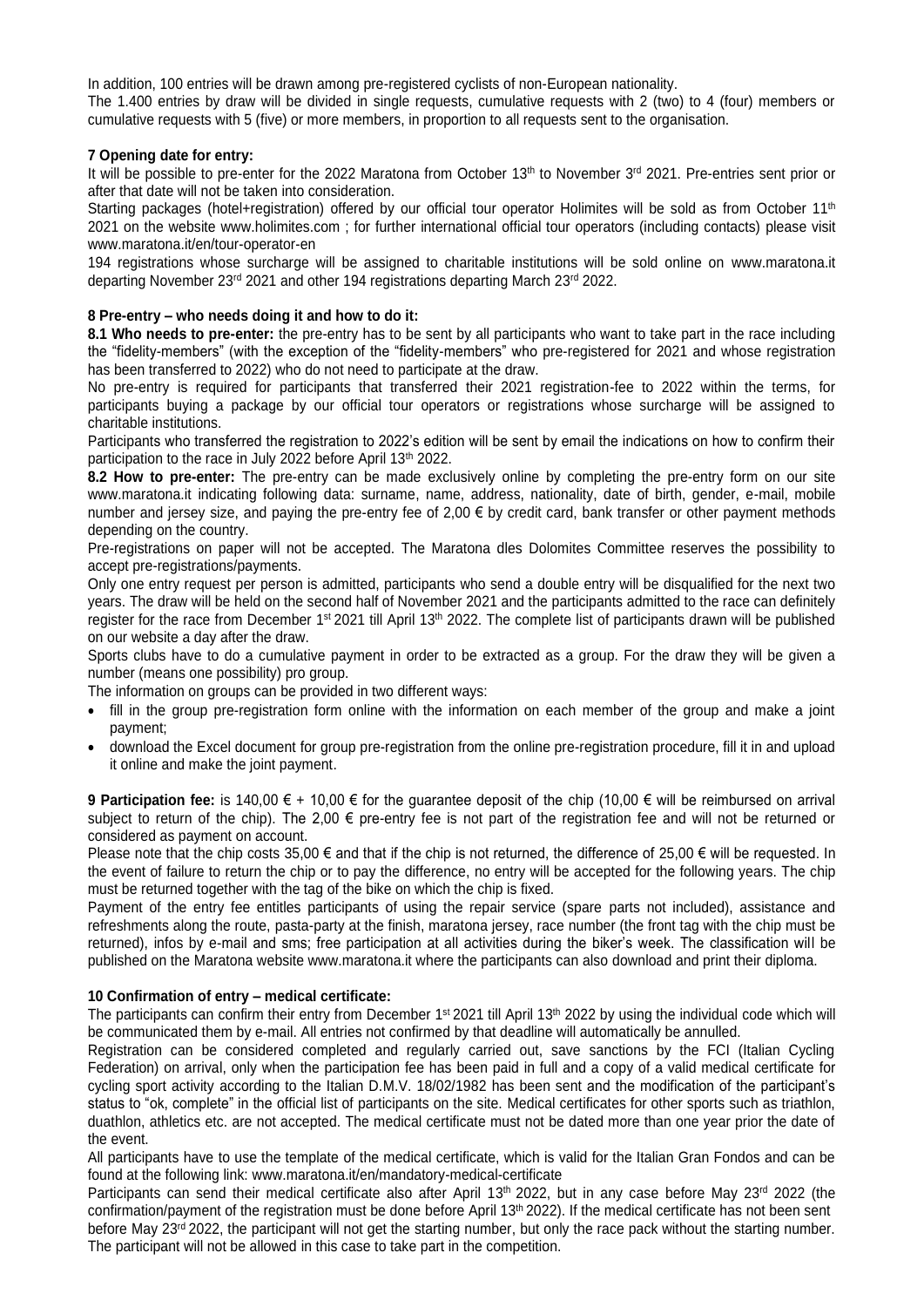In addition, 100 entries will be drawn among pre-registered cyclists of non-European nationality.

The 1.400 entries by draw will be divided in single requests, cumulative requests with 2 (two) to 4 (four) members or cumulative requests with 5 (five) or more members, in proportion to all requests sent to the organisation.

**7 Opening date for entry:**

It will be possible to pre-enter for the 2022 Maratona from October 13th to November 3rd 2021. Pre-entries sent prior or after that date will not be taken into consideration.

Starting packages (hotel+registration) offered by our official tour operator Holimites will be sold as from October 11th 2021 on the website www.holimites.com ; for further international official tour operators (including contacts) please visit www.maratona.it/en/tour-operator-en

194 registrations whose surcharge will be assigned to charitable institutions will be sold online on www.maratona.it departing November 23rd 2021 and other 194 registrations departing March 23rd 2022.

**8 Pre-entry – who needs doing it and how to do it:**

**8.1 Who needs to pre-enter:** the pre-entry has to be sent by all participants who want to take part in the race including the "fidelity-members" (with the exception of the "fidelity-members" who pre-registered for 2021 and whose registration has been transferred to 2022) who do not need to participate at the draw.

No pre-entry is required for participants that transferred their 2021 registration-fee to 2022 within the terms, for participants buying a package by our official tour operators or registrations whose surcharge will be assigned to charitable institutions.

Participants who transferred the registration to 2022's edition will be sent by email the indications on how to confirm their participation to the race in July 2022 before April 13th 2022.

**8.2 How to pre-enter:** The pre-entry can be made exclusively online by completing the pre-entry form on our site www.maratona.it indicating following data: surname, name, address, nationality, date of birth, gender, e-mail, mobile number and jersey size, and paying the pre-entry fee of 2,00 € by credit card, bank transfer or other payment methods depending on the country.

Pre-registrations on paper will not be accepted. The Maratona dles Dolomites Committee reserves the possibility to accept pre-registrations/payments.

Only one entry request per person is admitted, participants who send a double entry will be disqualified for the next two years. The draw will be held on the second half of November 2021 and the participants admitted to the race can definitely register for the race from December 1st 2021 till April 13th 2022. The complete list of participants drawn will be published on our website a day after the draw.

Sports clubs have to do a cumulative payment in order to be extracted as a group. For the draw they will be given a number (means one possibility) pro group.

The information on groups can be provided in two different ways:

- fill in the group pre-registration form online with the information on each member of the group and make a joint payment;
- download the Excel document for group pre-registration from the online pre-registration procedure, fill it in and upload it online and make the joint payment.

**9 Participation fee:** is 140,00 € + 10,00 € for the guarantee deposit of the chip (10,00 € will be reimbursed on arrival subject to return of the chip). The 2,00 € pre-entry fee is not part of the registration fee and will not be returned or considered as payment on account.

Please note that the chip costs 35,00 € and that if the chip is not returned, the difference of 25,00 € will be requested. In the event of failure to return the chip or to pay the difference, no entry will be accepted for the following years. The chip must be returned together with the tag of the bike on which the chip is fixed.

Payment of the entry fee entitles participants of using the repair service (spare parts not included), assistance and refreshments along the route, pasta-party at the finish, maratona jersey, race number (the front tag with the chip must be returned), infos by e-mail and sms; free participation at all activities during the biker's week. The classification will be published on the Maratona website www.maratona.it where the participants can also download and print their diploma.

**10 Confirmation of entry – medical certificate:**

The participants can confirm their entry from December 1st 2021 till April 13th 2022 by using the individual code which will be communicated them by e-mail. All entries not confirmed by that deadline will automatically be annulled.

Registration can be considered completed and regularly carried out, save sanctions by the FCI (Italian Cycling Federation) on arrival, only when the participation fee has been paid in full and a copy of a valid medical certificate for cycling sport activity according to the Italian D.M.V. 18/02/1982 has been sent and the modification of the participant's status to "ok, complete" in the official list of participants on the site. Medical certificates for other sports such as triathlon, duathlon, athletics etc. are not accepted. The medical certificate must not be dated more than one year prior the date of the event.

All participants have to use the template of the medical certificate, which is valid for the Italian Gran Fondos and can be found at the following link: www.maratona.it/en/mandatory-medical-certificate

Participants can send their medical certificate also after April 13th 2022, but in any case before May 23rd 2022 (the confirmation/payment of the registration must be done before April 13th 2022). If the medical certificate has not been sent before May 23rd 2022, the participant will not get the starting number, but only the race pack without the starting number. The participant will not be allowed in this case to take part in the competition.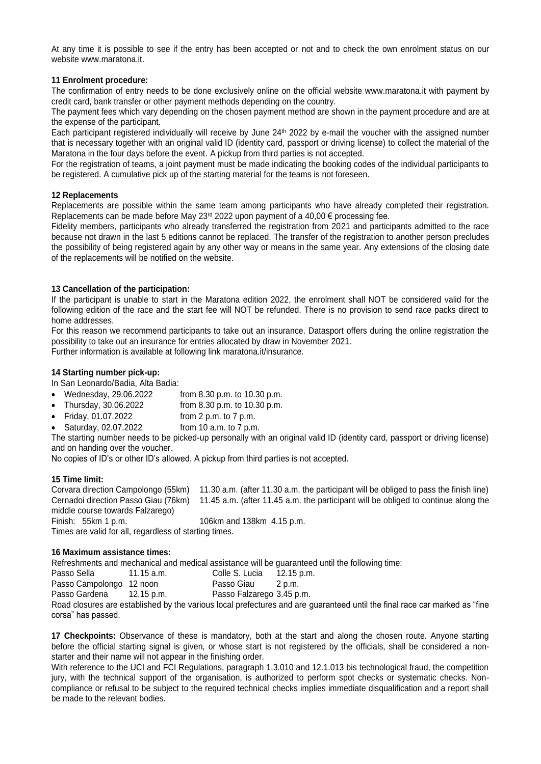At any time it is possible to see if the entry has been accepted or not and to check the own enrolment status on our website www.maratona.it.

**11 Enrolment procedure:**

The confirmation of entry needs to be done exclusively online on the official website www.maratona.it with payment by credit card, bank transfer or other payment methods depending on the country.

The payment fees which vary depending on the chosen payment method are shown in the payment procedure and are at the expense of the participant.

Each participant registered individually will receive by June 24th 2022 by e-mail the voucher with the assigned number that is necessary together with an original valid ID (identity card, passport or driving license) to collect the material of the Maratona in the four days before the event. A pickup from third parties is not accepted.

For the registration of teams, a joint payment must be made indicating the booking codes of the individual participants to be registered. A cumulative pick up of the starting material for the teams is not foreseen.

**12 Replacements**

Replacements are possible within the same team among participants who have already completed their registration. Replacements can be made before May 23rd 2022 upon payment of a 40,00 € processing fee.

Fidelity members, participants who already transferred the registration from 2021 and participants admitted to the race because not drawn in the last 5 editions cannot be replaced. The transfer of the registration to another person precludes the possibility of being registered again by any other way or means in the same year. Any extensions of the closing date of the replacements will be notified on the website.

**13 Cancellation of the participation:**

If the participant is unable to start in the Maratona edition 2022, the enrolment shall NOT be considered valid for the following edition of the race and the start fee will NOT be refunded. There is no provision to send race packs direct to home addresses.

For this reason we recommend participants to take out an insurance. Datasport offers during the online registration the possibility to take out an insurance for entries allocated by draw in November 2021.

Further information is available at following link maratona.it/insurance.

**14 Starting number pick-up:**

In San Leonardo/Badia, Alta Badia:

- Wednesday, 29.06.2022 from 8.30 p.m. to 10.30 p.m.
- Thursday, 30.06.2022 from 8.30 p.m. to 10.30 p.m.
- Friday, 01.07.2022 from 2 p.m. to 7 p.m.
- Saturday, 02.07.2022 from 10 a.m. to 7 p.m.

The starting number needs to be picked-up personally with an original valid ID (identity card, passport or driving license) and on handing over the voucher.

No copies of ID's or other ID's allowed. A pickup from third parties is not accepted.

**15 Time limit:**

Corvara direction Campolongo (55km) 11.30 a.m. (after 11.30 a.m. the participant will be obliged to pass the finish line)
Cernadoi direction Passo Giau (76km) 11.45 a.m. (after 11.45 a.m. the participant will be obliged to continue along the middle course towards Falzarego)
Finish: 55km 1 p.m. 106km and 138km 4.15 p.m.

Times are valid for all, regardless of starting times.

**16 Maximum assistance times:**

Refreshments and mechanical and medical assistance will be guaranteed until the following time:

| | | | |
|---|---|---|---|
| Passo Sella | 11.15 a.m. | Colle S. Lucia | 12.15 p.m. |
| Passo Campolongo | 12 noon | Passo Giau | 2 p.m. |
| Passo Gardena | 12.15 p.m. | Passo Falzarego | 3.45 p.m. |

Road closures are established by the various local prefectures and are guaranteed until the final race car marked as "fine corsa" has passed.

**17 Checkpoints:** Observance of these is mandatory, both at the start and along the chosen route. Anyone starting before the official starting signal is given, or whose start is not registered by the officials, shall be considered a non-starter and their name will not appear in the finishing order.

With reference to the UCI and FCI Regulations, paragraph 1.3.010 and 12.1.013 bis technological fraud, the competition jury, with the technical support of the organisation, is authorized to perform spot checks or systematic checks. Non-compliance or refusal to be subject to the required technical checks implies immediate disqualification and a report shall be made to the relevant bodies.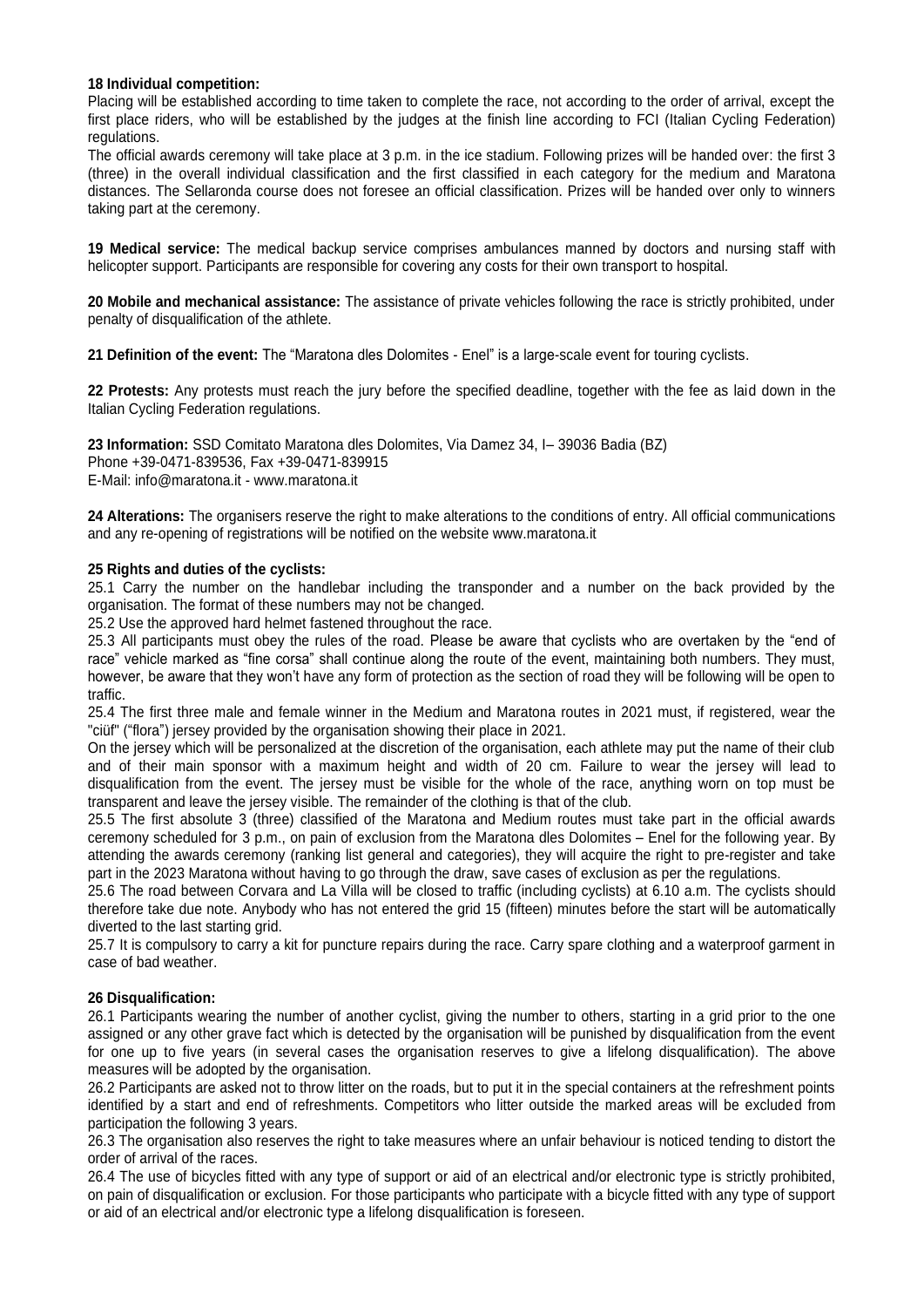**18 Individual competition:**

Placing will be established according to time taken to complete the race, not according to the order of arrival, except the first place riders, who will be established by the judges at the finish line according to FCI (Italian Cycling Federation) regulations.

The official awards ceremony will take place at 3 p.m. in the ice stadium. Following prizes will be handed over: the first 3 (three) in the overall individual classification and the first classified in each category for the medium and Maratona distances. The Sellaronda course does not foresee an official classification. Prizes will be handed over only to winners taking part at the ceremony.

**19 Medical service:** The medical backup service comprises ambulances manned by doctors and nursing staff with helicopter support. Participants are responsible for covering any costs for their own transport to hospital.

**20 Mobile and mechanical assistance:** The assistance of private vehicles following the race is strictly prohibited, under penalty of disqualification of the athlete.

**21 Definition of the event:** The "Maratona dles Dolomites - Enel" is a large-scale event for touring cyclists.

**22 Protests:** Any protests must reach the jury before the specified deadline, together with the fee as laid down in the Italian Cycling Federation regulations.

**23 Information:** SSD Comitato Maratona dles Dolomites, Via Damez 34, I– 39036 Badia (BZ)
Phone +39-0471-839536, Fax +39-0471-839915
E-Mail: info@maratona.it - www.maratona.it

**24 Alterations:** The organisers reserve the right to make alterations to the conditions of entry. All official communications and any re-opening of registrations will be notified on the website www.maratona.it

**25 Rights and duties of the cyclists:**

25.1 Carry the number on the handlebar including the transponder and a number on the back provided by the organisation. The format of these numbers may not be changed.

25.2 Use the approved hard helmet fastened throughout the race.

25.3 All participants must obey the rules of the road. Please be aware that cyclists who are overtaken by the "end of race" vehicle marked as "fine corsa" shall continue along the route of the event, maintaining both numbers. They must, however, be aware that they won't have any form of protection as the section of road they will be following will be open to traffic.

25.4 The first three male and female winner in the Medium and Maratona routes in 2021 must, if registered, wear the "ciüf" ("flora") jersey provided by the organisation showing their place in 2021.

On the jersey which will be personalized at the discretion of the organisation, each athlete may put the name of their club and of their main sponsor with a maximum height and width of 20 cm. Failure to wear the jersey will lead to disqualification from the event. The jersey must be visible for the whole of the race, anything worn on top must be transparent and leave the jersey visible. The remainder of the clothing is that of the club.

25.5 The first absolute 3 (three) classified of the Maratona and Medium routes must take part in the official awards ceremony scheduled for 3 p.m., on pain of exclusion from the Maratona dles Dolomites – Enel for the following year. By attending the awards ceremony (ranking list general and categories), they will acquire the right to pre-register and take part in the 2023 Maratona without having to go through the draw, save cases of exclusion as per the regulations.

25.6 The road between Corvara and La Villa will be closed to traffic (including cyclists) at 6.10 a.m. The cyclists should therefore take due note. Anybody who has not entered the grid 15 (fifteen) minutes before the start will be automatically diverted to the last starting grid.

25.7 It is compulsory to carry a kit for puncture repairs during the race. Carry spare clothing and a waterproof garment in case of bad weather.

**26 Disqualification:**

26.1 Participants wearing the number of another cyclist, giving the number to others, starting in a grid prior to the one assigned or any other grave fact which is detected by the organisation will be punished by disqualification from the event for one up to five years (in several cases the organisation reserves to give a lifelong disqualification). The above measures will be adopted by the organisation.

26.2 Participants are asked not to throw litter on the roads, but to put it in the special containers at the refreshment points identified by a start and end of refreshments. Competitors who litter outside the marked areas will be excluded from participation the following 3 years.

26.3 The organisation also reserves the right to take measures where an unfair behaviour is noticed tending to distort the order of arrival of the races.

26.4 The use of bicycles fitted with any type of support or aid of an electrical and/or electronic type is strictly prohibited, on pain of disqualification or exclusion. For those participants who participate with a bicycle fitted with any type of support or aid of an electrical and/or electronic type a lifelong disqualification is foreseen.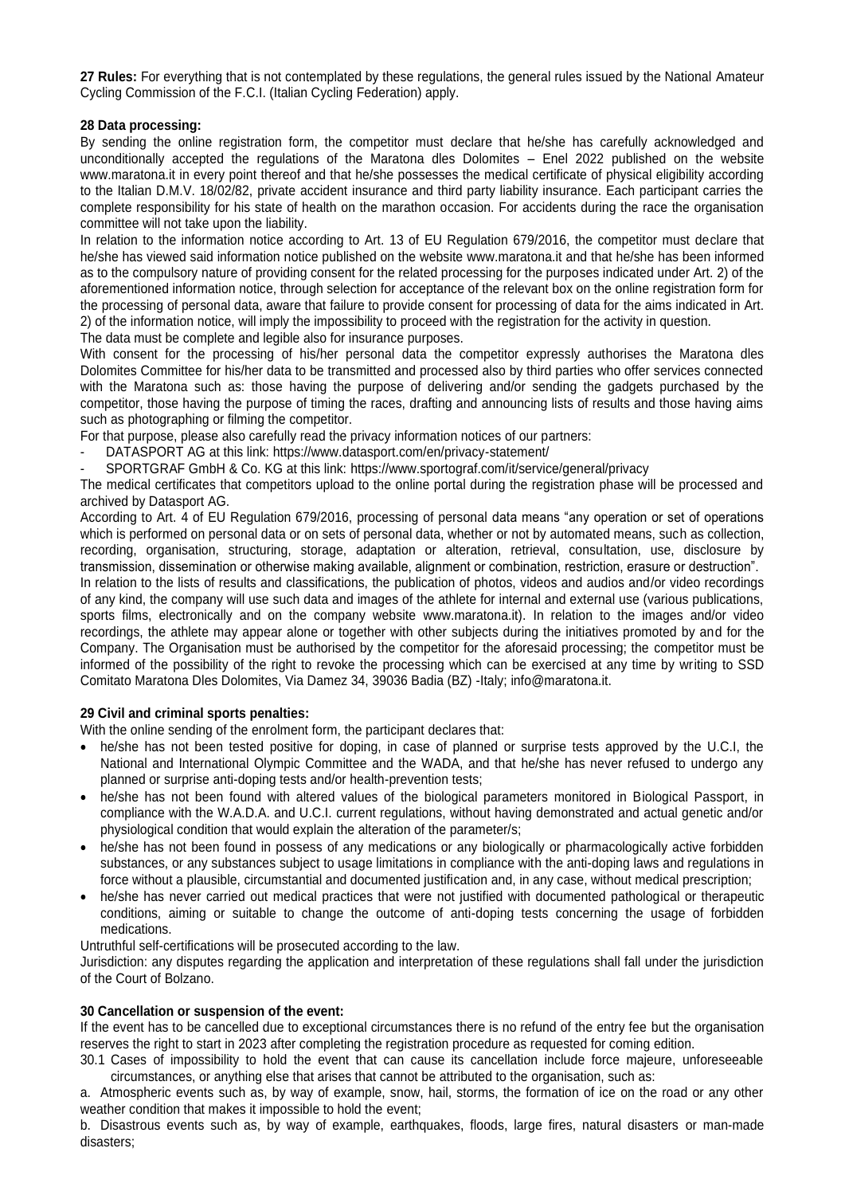**27 Rules:** For everything that is not contemplated by these regulations, the general rules issued by the National Amateur Cycling Commission of the F.C.I. (Italian Cycling Federation) apply.

**28 Data processing:**

By sending the online registration form, the competitor must declare that he/she has carefully acknowledged and unconditionally accepted the regulations of the Maratona dles Dolomites – Enel 2022 published on the website www.maratona.it in every point thereof and that he/she possesses the medical certificate of physical eligibility according to the Italian D.M.V. 18/02/82, private accident insurance and third party liability insurance. Each participant carries the complete responsibility for his state of health on the marathon occasion. For accidents during the race the organisation committee will not take upon the liability.

In relation to the information notice according to Art. 13 of EU Regulation 679/2016, the competitor must declare that he/she has viewed said information notice published on the website www.maratona.it and that he/she has been informed as to the compulsory nature of providing consent for the related processing for the purposes indicated under Art. 2) of the aforementioned information notice, through selection for acceptance of the relevant box on the online registration form for the processing of personal data, aware that failure to provide consent for processing of data for the aims indicated in Art. 2) of the information notice, will imply the impossibility to proceed with the registration for the activity in question.

The data must be complete and legible also for insurance purposes.

With consent for the processing of his/her personal data the competitor expressly authorises the Maratona dles Dolomites Committee for his/her data to be transmitted and processed also by third parties who offer services connected with the Maratona such as: those having the purpose of delivering and/or sending the gadgets purchased by the competitor, those having the purpose of timing the races, drafting and announcing lists of results and those having aims such as photographing or filming the competitor.

For that purpose, please also carefully read the privacy information notices of our partners:

- DATASPORT AG at this link: https://www.datasport.com/en/privacy-statement/
- SPORTGRAF GmbH & Co. KG at this link: https://www.sportograf.com/it/service/general/privacy

The medical certificates that competitors upload to the online portal during the registration phase will be processed and archived by Datasport AG.

According to Art. 4 of EU Regulation 679/2016, processing of personal data means "any operation or set of operations which is performed on personal data or on sets of personal data, whether or not by automated means, such as collection, recording, organisation, structuring, storage, adaptation or alteration, retrieval, consultation, use, disclosure by transmission, dissemination or otherwise making available, alignment or combination, restriction, erasure or destruction".

In relation to the lists of results and classifications, the publication of photos, videos and audios and/or video recordings of any kind, the company will use such data and images of the athlete for internal and external use (various publications, sports films, electronically and on the company website www.maratona.it). In relation to the images and/or video recordings, the athlete may appear alone or together with other subjects during the initiatives promoted by and for the Company. The Organisation must be authorised by the competitor for the aforesaid processing; the competitor must be informed of the possibility of the right to revoke the processing which can be exercised at any time by writing to SSD Comitato Maratona Dles Dolomites, Via Damez 34, 39036 Badia (BZ) -Italy; info@maratona.it.

**29 Civil and criminal sports penalties:**

With the online sending of the enrolment form, the participant declares that:

- he/she has not been tested positive for doping, in case of planned or surprise tests approved by the U.C.I, the National and International Olympic Committee and the WADA, and that he/she has never refused to undergo any planned or surprise anti-doping tests and/or health-prevention tests;
- he/she has not been found with altered values of the biological parameters monitored in Biological Passport, in compliance with the W.A.D.A. and U.C.I. current regulations, without having demonstrated and actual genetic and/or physiological condition that would explain the alteration of the parameter/s;
- he/she has not been found in possess of any medications or any biologically or pharmacologically active forbidden substances, or any substances subject to usage limitations in compliance with the anti-doping laws and regulations in force without a plausible, circumstantial and documented justification and, in any case, without medical prescription;
- he/she has never carried out medical practices that were not justified with documented pathological or therapeutic conditions, aiming or suitable to change the outcome of anti-doping tests concerning the usage of forbidden medications.

Untruthful self-certifications will be prosecuted according to the law.

Jurisdiction: any disputes regarding the application and interpretation of these regulations shall fall under the jurisdiction of the Court of Bolzano.

**30 Cancellation or suspension of the event:**

If the event has to be cancelled due to exceptional circumstances there is no refund of the entry fee but the organisation reserves the right to start in 2023 after completing the registration procedure as requested for coming edition.

30.1 Cases of impossibility to hold the event that can cause its cancellation include force majeure, unforeseeable circumstances, or anything else that arises that cannot be attributed to the organisation, such as:

a. Atmospheric events such as, by way of example, snow, hail, storms, the formation of ice on the road or any other weather condition that makes it impossible to hold the event;

b. Disastrous events such as, by way of example, earthquakes, floods, large fires, natural disasters or man-made disasters;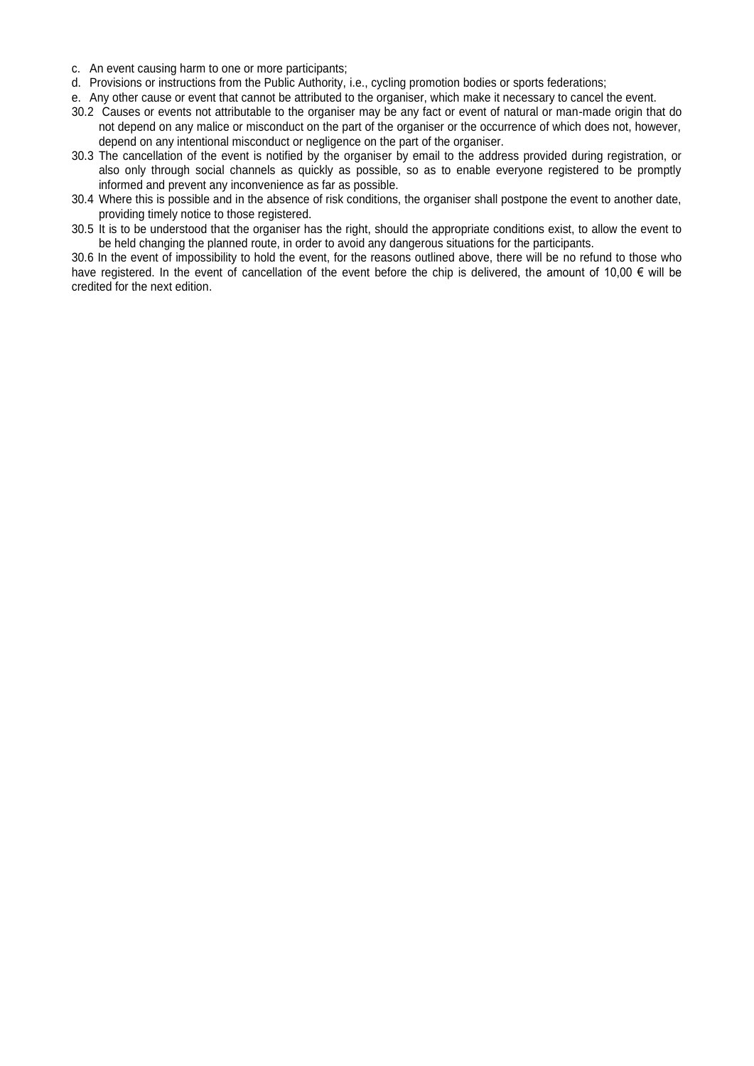c. An event causing harm to one or more participants;
d. Provisions or instructions from the Public Authority, i.e., cycling promotion bodies or sports federations;
e. Any other cause or event that cannot be attributed to the organiser, which make it necessary to cancel the event.

30.2 Causes or events not attributable to the organiser may be any fact or event of natural or man-made origin that do not depend on any malice or misconduct on the part of the organiser or the occurrence of which does not, however, depend on any intentional misconduct or negligence on the part of the organiser.

30.3 The cancellation of the event is notified by the organiser by email to the address provided during registration, or also only through social channels as quickly as possible, so as to enable everyone registered to be promptly informed and prevent any inconvenience as far as possible.

30.4 Where this is possible and in the absence of risk conditions, the organiser shall postpone the event to another date, providing timely notice to those registered.

30.5 It is to be understood that the organiser has the right, should the appropriate conditions exist, to allow the event to be held changing the planned route, in order to avoid any dangerous situations for the participants.

30.6 In the event of impossibility to hold the event, for the reasons outlined above, there will be no refund to those who have registered. In the event of cancellation of the event before the chip is delivered, the amount of 10,00 € will be credited for the next edition.